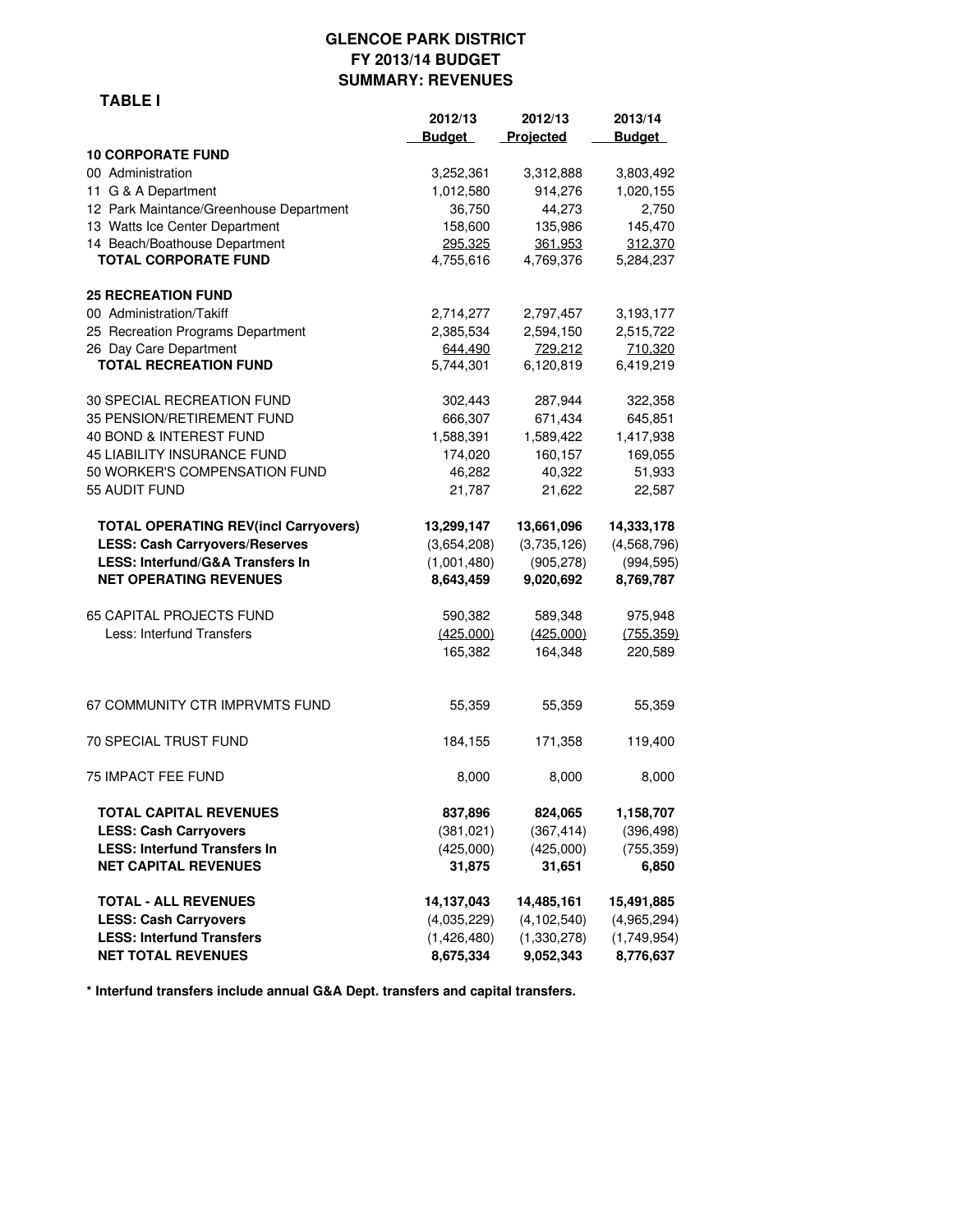# GLENCOE PARK DISTRICT
## FY 2013/14 BUDGET
## SUMMARY: REVENUES

**TABLE I**

| | 2012/13 Budget | 2012/13 Projected | 2013/14 Budget |
|---|---|---|---|
| **10 CORPORATE FUND** | | | |
| 00 Administration | 3,252,361 | 3,312,888 | 3,803,492 |
| 11 G & A Department | 1,012,580 | 914,276 | 1,020,155 |
| 12 Park Maintance/Greenhouse Department | 36,750 | 44,273 | 2,750 |
| 13 Watts Ice Center Department | 158,600 | 135,986 | 145,470 |
| 14 Beach/Boathouse Department | 295,325 | 361,953 | 312,370 |
| **TOTAL CORPORATE FUND** | 4,755,616 | 4,769,376 | 5,284,237 |
| **25 RECREATION FUND** | | | |
| 00 Administration/Takiff | 2,714,277 | 2,797,457 | 3,193,177 |
| 25 Recreation Programs Department | 2,385,534 | 2,594,150 | 2,515,722 |
| 26 Day Care Department | 644,490 | 729,212 | 710,320 |
| **TOTAL RECREATION FUND** | 5,744,301 | 6,120,819 | 6,419,219 |
| 30 SPECIAL RECREATION FUND | 302,443 | 287,944 | 322,358 |
| 35 PENSION/RETIREMENT FUND | 666,307 | 671,434 | 645,851 |
| 40 BOND & INTEREST FUND | 1,588,391 | 1,589,422 | 1,417,938 |
| 45 LIABILITY INSURANCE FUND | 174,020 | 160,157 | 169,055 |
| 50 WORKER'S COMPENSATION FUND | 46,282 | 40,322 | 51,933 |
| 55 AUDIT FUND | 21,787 | 21,622 | 22,587 |
| **TOTAL OPERATING REV(incl Carryovers)** | **13,299,147** | **13,661,096** | **14,333,178** |
| **LESS: Cash Carryovers/Reserves** | (3,654,208) | (3,735,126) | (4,568,796) |
| **LESS: Interfund/G&A Transfers In** | (1,001,480) | (905,278) | (994,595) |
| **NET OPERATING REVENUES** | **8,643,459** | **9,020,692** | **8,769,787** |
| 65 CAPITAL PROJECTS FUND | 590,382 | 589,348 | 975,948 |
| Less: Interfund Transfers | (425,000) | (425,000) | (755,359) |
| | 165,382 | 164,348 | 220,589 |
| 67 COMMUNITY CTR IMPRVMTS FUND | 55,359 | 55,359 | 55,359 |
| 70 SPECIAL TRUST FUND | 184,155 | 171,358 | 119,400 |
| 75 IMPACT FEE FUND | 8,000 | 8,000 | 8,000 |
| **TOTAL CAPITAL REVENUES** | **837,896** | **824,065** | **1,158,707** |
| **LESS: Cash Carryovers** | (381,021) | (367,414) | (396,498) |
| **LESS: Interfund Transfers In** | (425,000) | (425,000) | (755,359) |
| **NET CAPITAL REVENUES** | **31,875** | **31,651** | **6,850** |
| **TOTAL - ALL REVENUES** | **14,137,043** | **14,485,161** | **15,491,885** |
| **LESS: Cash Carryovers** | (4,035,229) | (4,102,540) | (4,965,294) |
| **LESS: Interfund Transfers** | (1,426,480) | (1,330,278) | (1,749,954) |
| **NET TOTAL REVENUES** | **8,675,334** | **9,052,343** | **8,776,637** |

**\* Interfund transfers include annual G&A Dept. transfers and capital transfers.**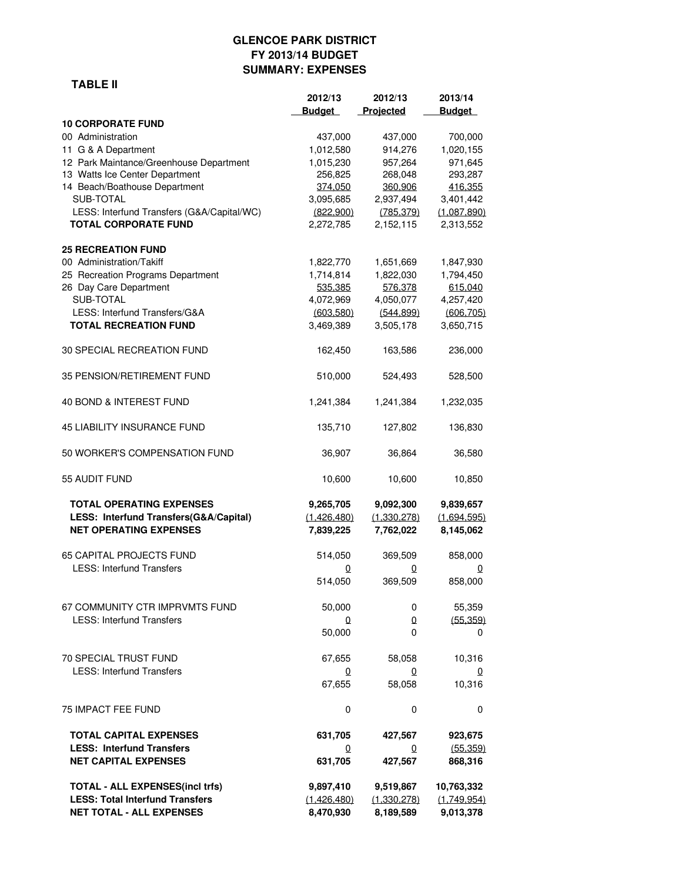# GLENCOE PARK DISTRICT
## FY 2013/14 BUDGET
## SUMMARY: EXPENSES

**TABLE II**

| | 2012/13 Budget | 2012/13 Projected | 2013/14 Budget |
|---|---|---|---|
| **10 CORPORATE FUND** | | | |
| 00 Administration | 437,000 | 437,000 | 700,000 |
| 11 G & A Department | 1,012,580 | 914,276 | 1,020,155 |
| 12 Park Maintance/Greenhouse Department | 1,015,230 | 957,264 | 971,645 |
| 13 Watts Ice Center Department | 256,825 | 268,048 | 293,287 |
| 14 Beach/Boathouse Department | 374,050 | 360,906 | 416,355 |
| SUB-TOTAL | 3,095,685 | 2,937,494 | 3,401,442 |
| LESS: Interfund Transfers (G&A/Capital/WC) | (822,900) | (785,379) | (1,087,890) |
| **TOTAL CORPORATE FUND** | 2,272,785 | 2,152,115 | 2,313,552 |
| **25 RECREATION FUND** | | | |
| 00 Administration/Takiff | 1,822,770 | 1,651,669 | 1,847,930 |
| 25 Recreation Programs Department | 1,714,814 | 1,822,030 | 1,794,450 |
| 26 Day Care Department | 535,385 | 576,378 | 615,040 |
| SUB-TOTAL | 4,072,969 | 4,050,077 | 4,257,420 |
| LESS: Interfund Transfers/G&A | (603,580) | (544,899) | (606,705) |
| **TOTAL RECREATION FUND** | 3,469,389 | 3,505,178 | 3,650,715 |
| 30 SPECIAL RECREATION FUND | 162,450 | 163,586 | 236,000 |
| 35 PENSION/RETIREMENT FUND | 510,000 | 524,493 | 528,500 |
| 40 BOND & INTEREST FUND | 1,241,384 | 1,241,384 | 1,232,035 |
| 45 LIABILITY INSURANCE FUND | 135,710 | 127,802 | 136,830 |
| 50 WORKER'S COMPENSATION FUND | 36,907 | 36,864 | 36,580 |
| 55 AUDIT FUND | 10,600 | 10,600 | 10,850 |
| **TOTAL OPERATING EXPENSES** | **9,265,705** | **9,092,300** | **9,839,657** |
| **LESS: Interfund Transfers(G&A/Capital)** | **(1,426,480)** | **(1,330,278)** | **(1,694,595)** |
| **NET OPERATING EXPENSES** | **7,839,225** | **7,762,022** | **8,145,062** |
| 65 CAPITAL PROJECTS FUND | 514,050 | 369,509 | 858,000 |
| LESS: Interfund Transfers | 0 | 0 | 0 |
| | 514,050 | 369,509 | 858,000 |
| 67 COMMUNITY CTR IMPRVMTS FUND | 50,000 | 0 | 55,359 |
| LESS: Interfund Transfers | 0 | 0 | (55,359) |
| | 50,000 | 0 | 0 |
| 70 SPECIAL TRUST FUND | 67,655 | 58,058 | 10,316 |
| LESS: Interfund Transfers | 0 | 0 | 0 |
| | 67,655 | 58,058 | 10,316 |
| 75 IMPACT FEE FUND | 0 | 0 | 0 |
| **TOTAL CAPITAL EXPENSES** | **631,705** | **427,567** | **923,675** |
| **LESS: Interfund Transfers** | **0** | **0** | **(55,359)** |
| **NET CAPITAL EXPENSES** | **631,705** | **427,567** | **868,316** |
| **TOTAL - ALL EXPENSES(incl trfs)** | **9,897,410** | **9,519,867** | **10,763,332** |
| **LESS: Total Interfund Transfers** | **(1,426,480)** | **(1,330,278)** | **(1,749,954)** |
| **NET TOTAL - ALL EXPENSES** | **8,470,930** | **8,189,589** | **9,013,378** |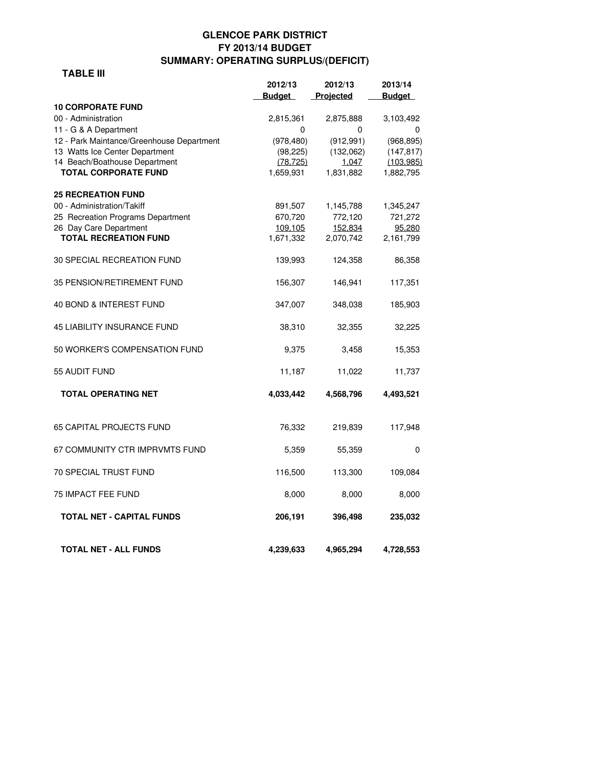# GLENCOE PARK DISTRICT
## FY 2013/14 BUDGET
## SUMMARY: OPERATING SURPLUS/(DEFICIT)

**TABLE III**

| | 2012/13 Budget | 2012/13 Projected | 2013/14 Budget |
|---|---|---|---|
| **10 CORPORATE FUND** | | | |
| 00 - Administration | 2,815,361 | 2,875,888 | 3,103,492 |
| 11 - G & A Department | 0 | 0 | 0 |
| 12 - Park Maintance/Greenhouse Department | (978,480) | (912,991) | (968,895) |
| 13 Watts Ice Center Department | (98,225) | (132,062) | (147,817) |
| 14 Beach/Boathouse Department | (78,725) | 1,047 | (103,985) |
| **TOTAL CORPORATE FUND** | 1,659,931 | 1,831,882 | 1,882,795 |
| **25 RECREATION FUND** | | | |
| 00 - Administration/Takiff | 891,507 | 1,145,788 | 1,345,247 |
| 25 Recreation Programs Department | 670,720 | 772,120 | 721,272 |
| 26 Day Care Department | 109,105 | 152,834 | 95,280 |
| **TOTAL RECREATION FUND** | 1,671,332 | 2,070,742 | 2,161,799 |
| 30 SPECIAL RECREATION FUND | 139,993 | 124,358 | 86,358 |
| 35 PENSION/RETIREMENT FUND | 156,307 | 146,941 | 117,351 |
| 40 BOND & INTEREST FUND | 347,007 | 348,038 | 185,903 |
| 45 LIABILITY INSURANCE FUND | 38,310 | 32,355 | 32,225 |
| 50 WORKER'S COMPENSATION FUND | 9,375 | 3,458 | 15,353 |
| 55 AUDIT FUND | 11,187 | 11,022 | 11,737 |
| **TOTAL OPERATING NET** | **4,033,442** | **4,568,796** | **4,493,521** |
| 65 CAPITAL PROJECTS FUND | 76,332 | 219,839 | 117,948 |
| 67 COMMUNITY CTR IMPRVMTS FUND | 5,359 | 55,359 | 0 |
| 70 SPECIAL TRUST FUND | 116,500 | 113,300 | 109,084 |
| 75 IMPACT FEE FUND | 8,000 | 8,000 | 8,000 |
| **TOTAL NET - CAPITAL FUNDS** | **206,191** | **396,498** | **235,032** |
| **TOTAL NET - ALL FUNDS** | **4,239,633** | **4,965,294** | **4,728,553** |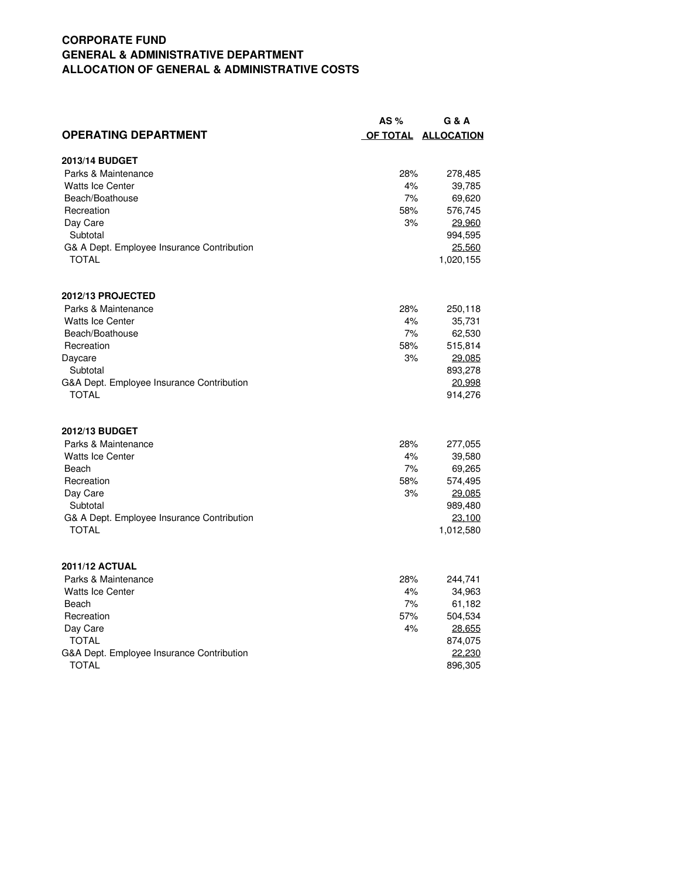**CORPORATE FUND**
**GENERAL & ADMINISTRATIVE DEPARTMENT**
**ALLOCATION OF GENERAL & ADMINISTRATIVE COSTS**

| OPERATING DEPARTMENT | AS % OF TOTAL | G & A ALLOCATION |
|---|---|---|
| **2013/14 BUDGET** | | |
| Parks & Maintenance | 28% | 278,485 |
| Watts Ice Center | 4% | 39,785 |
| Beach/Boathouse | 7% | 69,620 |
| Recreation | 58% | 576,745 |
| Day Care | 3% | 29,960 |
| Subtotal | | 994,595 |
| G& A Dept. Employee Insurance Contribution | | 25,560 |
| TOTAL | | 1,020,155 |
| **2012/13 PROJECTED** | | |
| Parks & Maintenance | 28% | 250,118 |
| Watts Ice Center | 4% | 35,731 |
| Beach/Boathouse | 7% | 62,530 |
| Recreation | 58% | 515,814 |
| Daycare | 3% | 29,085 |
| Subtotal | | 893,278 |
| G&A Dept. Employee Insurance Contribution | | 20,998 |
| TOTAL | | 914,276 |
| **2012/13 BUDGET** | | |
| Parks & Maintenance | 28% | 277,055 |
| Watts Ice Center | 4% | 39,580 |
| Beach | 7% | 69,265 |
| Recreation | 58% | 574,495 |
| Day Care | 3% | 29,085 |
| Subtotal | | 989,480 |
| G& A Dept. Employee Insurance Contribution | | 23,100 |
| TOTAL | | 1,012,580 |
| **2011/12 ACTUAL** | | |
| Parks & Maintenance | 28% | 244,741 |
| Watts Ice Center | 4% | 34,963 |
| Beach | 7% | 61,182 |
| Recreation | 57% | 504,534 |
| Day Care | 4% | 28,655 |
| TOTAL | | 874,075 |
| G&A Dept. Employee Insurance Contribution | | 22,230 |
| TOTAL | | 896,305 |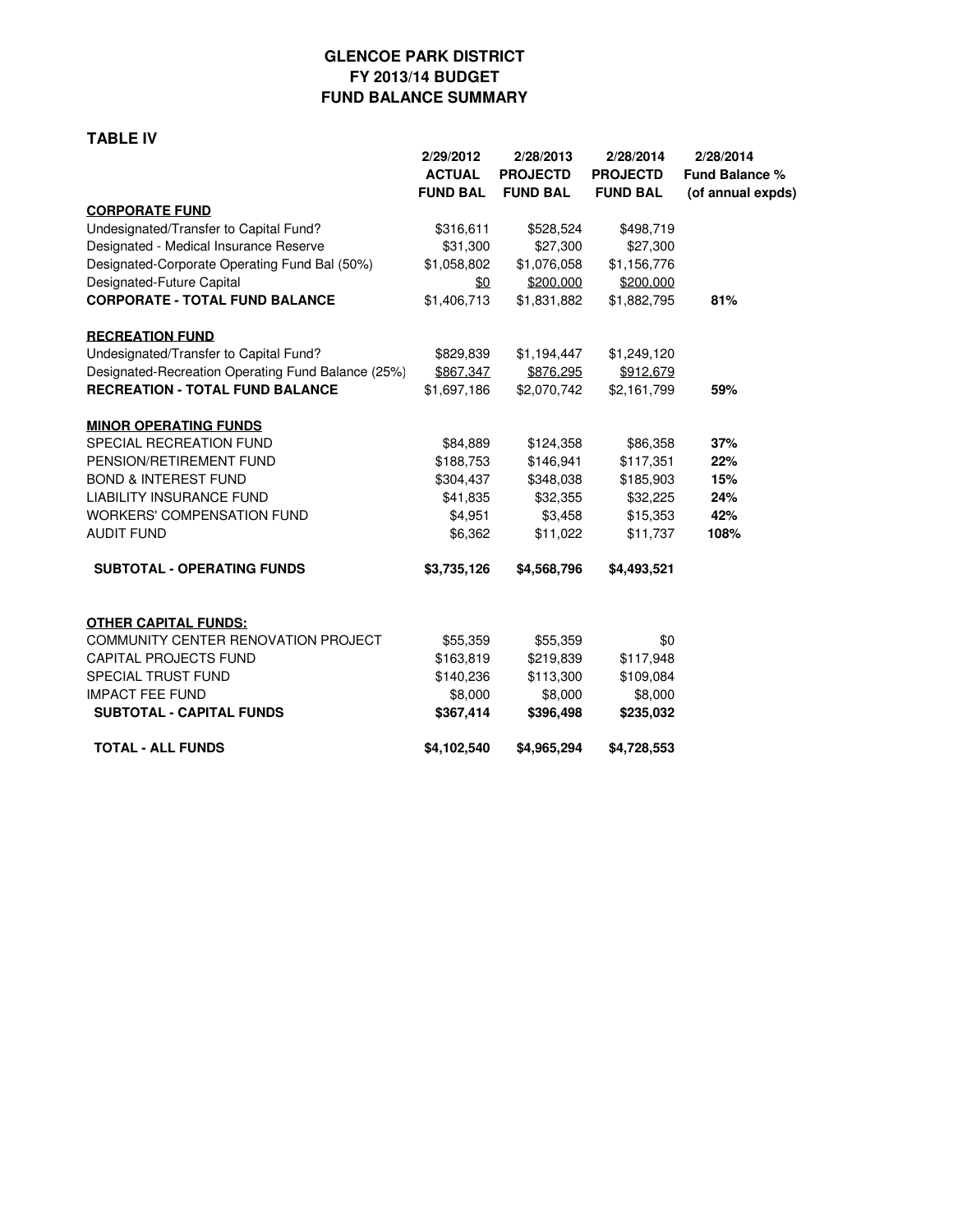# GLENCOE PARK DISTRICT
## FY 2013/14 BUDGET
## FUND BALANCE SUMMARY

**TABLE IV**

| | 2/29/2012 ACTUAL FUND BAL | 2/28/2013 PROJECTD FUND BAL | 2/28/2014 PROJECTD FUND BAL | 2/28/2014 Fund Balance % (of annual expds) |
|---|---|---|---|---|
| **CORPORATE FUND** | | | | |
| Undesignated/Transfer to Capital Fund? | $316,611 | $528,524 | $498,719 | |
| Designated - Medical Insurance Reserve | $31,300 | $27,300 | $27,300 | |
| Designated-Corporate Operating Fund Bal (50%) | $1,058,802 | $1,076,058 | $1,156,776 | |
| Designated-Future Capital | $0 | $200,000 | $200,000 | |
| **CORPORATE - TOTAL FUND BALANCE** | $1,406,713 | $1,831,882 | $1,882,795 | **81%** |
| **RECREATION FUND** | | | | |
| Undesignated/Transfer to Capital Fund? | $829,839 | $1,194,447 | $1,249,120 | |
| Designated-Recreation Operating Fund Balance (25%) | $867,347 | $876,295 | $912,679 | |
| **RECREATION - TOTAL FUND BALANCE** | $1,697,186 | $2,070,742 | $2,161,799 | **59%** |
| **MINOR OPERATING FUNDS** | | | | |
| SPECIAL RECREATION FUND | $84,889 | $124,358 | $86,358 | **37%** |
| PENSION/RETIREMENT FUND | $188,753 | $146,941 | $117,351 | **22%** |
| BOND & INTEREST FUND | $304,437 | $348,038 | $185,903 | **15%** |
| LIABILITY INSURANCE FUND | $41,835 | $32,355 | $32,225 | **24%** |
| WORKERS' COMPENSATION FUND | $4,951 | $3,458 | $15,353 | **42%** |
| AUDIT FUND | $6,362 | $11,022 | $11,737 | **108%** |
| **SUBTOTAL - OPERATING FUNDS** | **$3,735,126** | **$4,568,796** | **$4,493,521** | |
| **OTHER CAPITAL FUNDS:** | | | | |
| COMMUNITY CENTER RENOVATION PROJECT | $55,359 | $55,359 | $0 | |
| CAPITAL PROJECTS FUND | $163,819 | $219,839 | $117,948 | |
| SPECIAL TRUST FUND | $140,236 | $113,300 | $109,084 | |
| IMPACT FEE FUND | $8,000 | $8,000 | $8,000 | |
| **SUBTOTAL - CAPITAL FUNDS** | **$367,414** | **$396,498** | **$235,032** | |
| **TOTAL - ALL FUNDS** | **$4,102,540** | **$4,965,294** | **$4,728,553** | |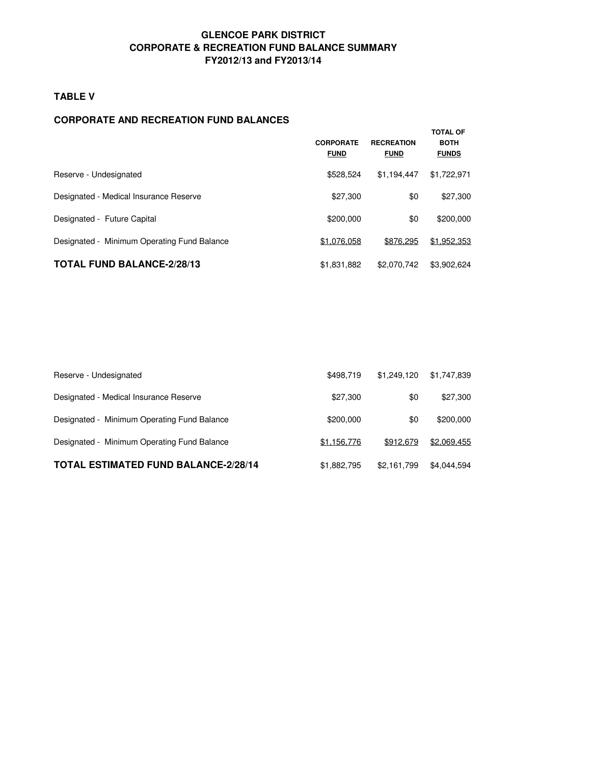# GLENCOE PARK DISTRICT
## CORPORATE & RECREATION FUND BALANCE SUMMARY
### FY2012/13 and FY2013/14

**TABLE V**

**CORPORATE AND RECREATION FUND BALANCES**

| | CORPORATE FUND | RECREATION FUND | TOTAL OF BOTH FUNDS |
|---|---|---|---|
| Reserve - Undesignated | $528,524 | $1,194,447 | $1,722,971 |
| Designated - Medical Insurance Reserve | $27,300 | $0 | $27,300 |
| Designated - Future Capital | $200,000 | $0 | $200,000 |
| Designated - Minimum Operating Fund Balance | $1,076,058 | $876,295 | $1,952,353 |
| **TOTAL FUND BALANCE-2/28/13** | $1,831,882 | $2,070,742 | $3,902,624 |

| | | | |
|---|---|---|---|
| Reserve - Undesignated | $498,719 | $1,249,120 | $1,747,839 |
| Designated - Medical Insurance Reserve | $27,300 | $0 | $27,300 |
| Designated - Minimum Operating Fund Balance | $200,000 | $0 | $200,000 |
| Designated - Minimum Operating Fund Balance | $1,156,776 | $912,679 | $2,069,455 |
| **TOTAL ESTIMATED FUND BALANCE-2/28/14** | $1,882,795 | $2,161,799 | $4,044,594 |